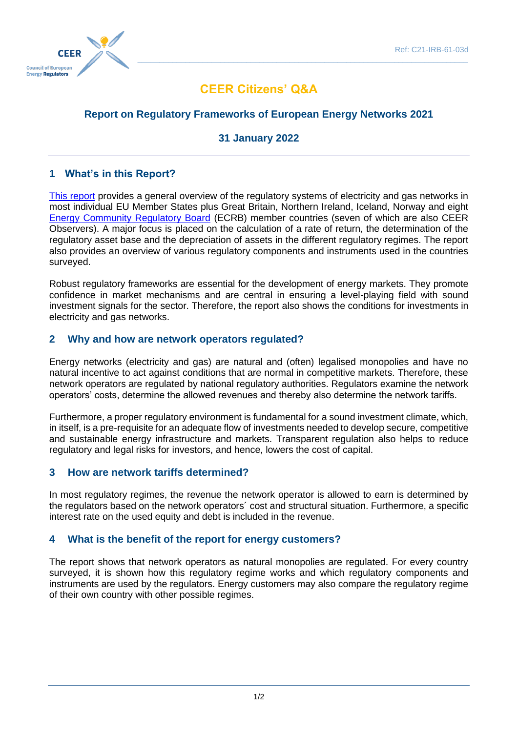Ref: C21-IRB-61-03d

# CEER Citizens' Q&A

## Report on Regulatory Frameworks of European Energy Networks 2021

**31 January 2022**

## 1 What's in this Report?

This report provides a general overview of the regulatory systems of electricity and gas networks in most individual EU Member States plus Great Britain, Northern Ireland, Iceland, Norway and eight Energy Community Regulatory Board (ECRB) member countries (seven of which are also CEER Observers). A major focus is placed on the calculation of a rate of return, the determination of the regulatory asset base and the depreciation of assets in the different regulatory regimes. The report also provides an overview of various regulatory components and instruments used in the countries surveyed.

Robust regulatory frameworks are essential for the development of energy markets. They promote confidence in market mechanisms and are central in ensuring a level-playing field with sound investment signals for the sector. Therefore, the report also shows the conditions for investments in electricity and gas networks.

## 2 Why and how are network operators regulated?

Energy networks (electricity and gas) are natural and (often) legalised monopolies and have no natural incentive to act against conditions that are normal in competitive markets. Therefore, these network operators are regulated by national regulatory authorities. Regulators examine the network operators' costs, determine the allowed revenues and thereby also determine the network tariffs.

Furthermore, a proper regulatory environment is fundamental for a sound investment climate, which, in itself, is a pre-requisite for an adequate flow of investments needed to develop secure, competitive and sustainable energy infrastructure and markets. Transparent regulation also helps to reduce regulatory and legal risks for investors, and hence, lowers the cost of capital.

## 3 How are network tariffs determined?

In most regulatory regimes, the revenue the network operator is allowed to earn is determined by the regulators based on the network operators´ cost and structural situation. Furthermore, a specific interest rate on the used equity and debt is included in the revenue.

## 4 What is the benefit of the report for energy customers?

The report shows that network operators as natural monopolies are regulated. For every country surveyed, it is shown how this regulatory regime works and which regulatory components and instruments are used by the regulators. Energy customers may also compare the regulatory regime of their own country with other possible regimes.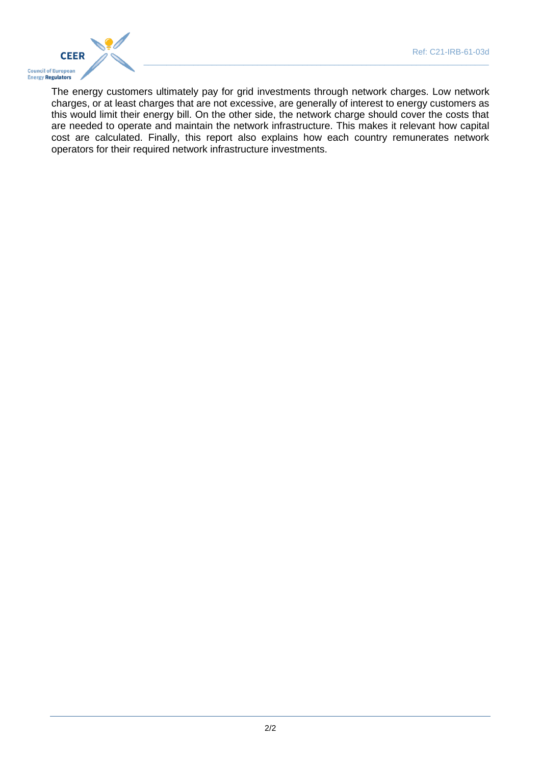The energy customers ultimately pay for grid investments through network charges. Low network charges, or at least charges that are not excessive, are generally of interest to energy customers as this would limit their energy bill. On the other side, the network charge should cover the costs that are needed to operate and maintain the network infrastructure. This makes it relevant how capital cost are calculated. Finally, this report also explains how each country remunerates network operators for their required network infrastructure investments.